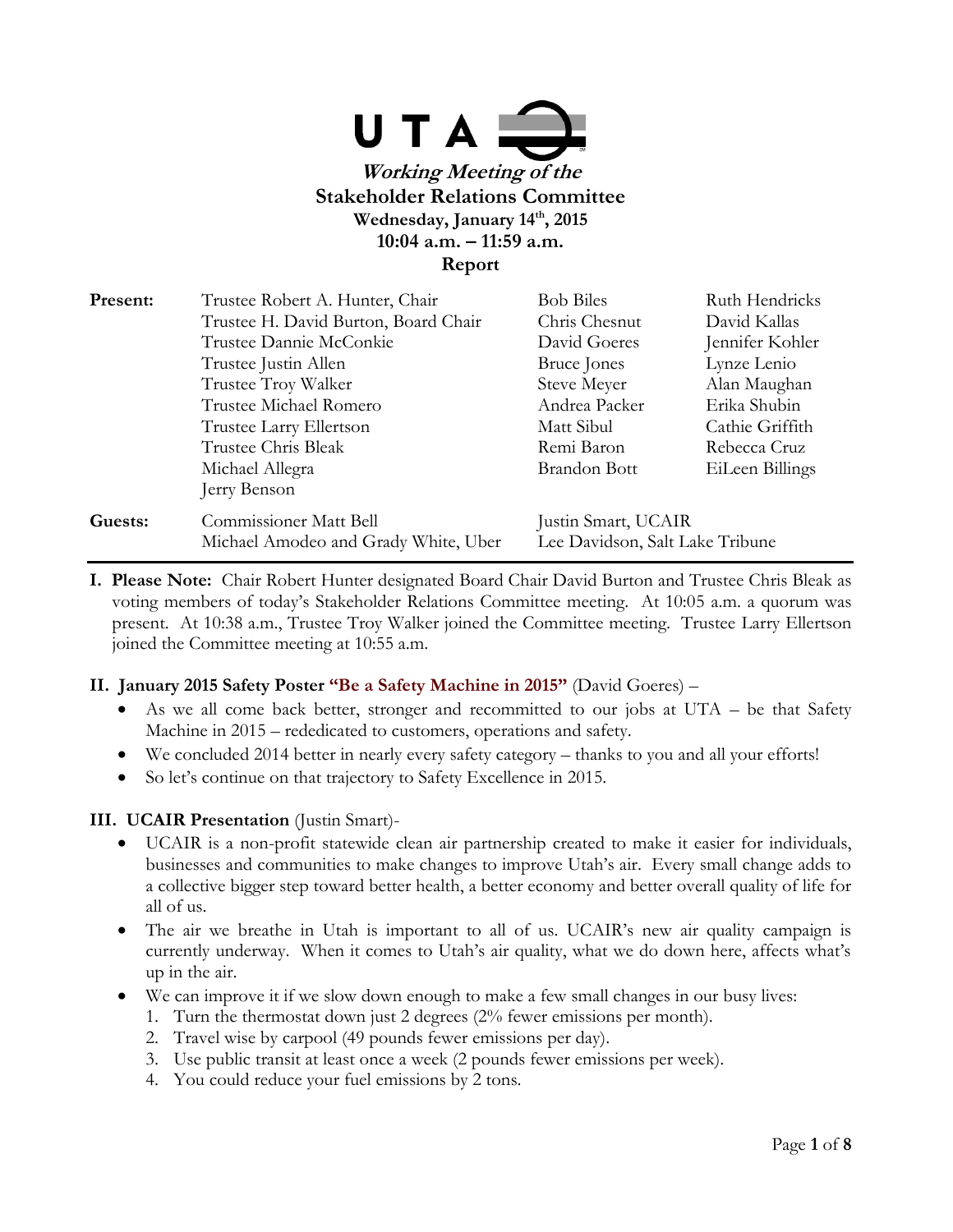UTA

***Working Meeting of the***

**Stakeholder Relations Committee**

**Wednesday, January 14th, 2015**

**10:04 a.m. – 11:59 a.m.**

**Report**

| | | | |
|---|---|---|---|
| **Present:** | Trustee Robert A. Hunter, Chair | Bob Biles | Ruth Hendricks |
| | Trustee H. David Burton, Board Chair | Chris Chesnut | David Kallas |
| | Trustee Dannie McConkie | David Goeres | Jennifer Kohler |
| | Trustee Justin Allen | Bruce Jones | Lynze Lenio |
| | Trustee Troy Walker | Steve Meyer | Alan Maughan |
| | Trustee Michael Romero | Andrea Packer | Erika Shubin |
| | Trustee Larry Ellertson | Matt Sibul | Cathie Griffith |
| | Trustee Chris Bleak | Remi Baron | Rebecca Cruz |
| | Michael Allegra | Brandon Bott | EiLeen Billings |
| | Jerry Benson | | |
| **Guests:** | Commissioner Matt Bell | Justin Smart, UCAIR | |
| | Michael Amodeo and Grady White, Uber | Lee Davidson, Salt Lake Tribune | |

**I. Please Note:** Chair Robert Hunter designated Board Chair David Burton and Trustee Chris Bleak as voting members of today's Stakeholder Relations Committee meeting. At 10:05 a.m. a quorum was present. At 10:38 a.m., Trustee Troy Walker joined the Committee meeting. Trustee Larry Ellertson joined the Committee meeting at 10:55 a.m.

**II. January 2015 Safety Poster "Be a Safety Machine in 2015"** (David Goeres) –

- As we all come back better, stronger and recommitted to our jobs at UTA – be that Safety Machine in 2015 – rededicated to customers, operations and safety.
- We concluded 2014 better in nearly every safety category – thanks to you and all your efforts!
- So let's continue on that trajectory to Safety Excellence in 2015.

**III. UCAIR Presentation** (Justin Smart)-

- UCAIR is a non-profit statewide clean air partnership created to make it easier for individuals, businesses and communities to make changes to improve Utah's air. Every small change adds to a collective bigger step toward better health, a better economy and better overall quality of life for all of us.
- The air we breathe in Utah is important to all of us. UCAIR's new air quality campaign is currently underway. When it comes to Utah's air quality, what we do down here, affects what's up in the air.
- We can improve it if we slow down enough to make a few small changes in our busy lives:
  1. Turn the thermostat down just 2 degrees (2% fewer emissions per month).
  2. Travel wise by carpool (49 pounds fewer emissions per day).
  3. Use public transit at least once a week (2 pounds fewer emissions per week).
  4. You could reduce your fuel emissions by 2 tons.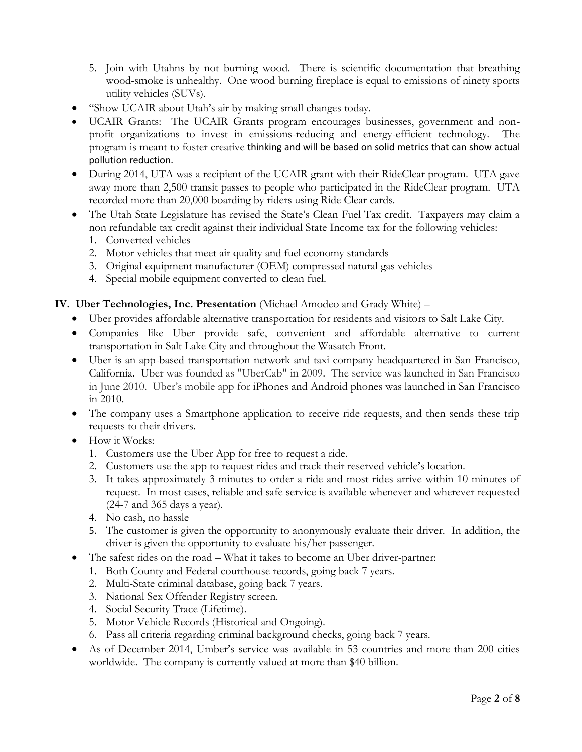5. Join with Utahns by not burning wood. There is scientific documentation that breathing wood-smoke is unhealthy. One wood burning fireplace is equal to emissions of ninety sports utility vehicles (SUVs).

- "Show UCAIR about Utah's air by making small changes today.
- UCAIR Grants: The UCAIR Grants program encourages businesses, government and non-profit organizations to invest in emissions-reducing and energy-efficient technology. The program is meant to foster creative thinking and will be based on solid metrics that can show actual pollution reduction.
- During 2014, UTA was a recipient of the UCAIR grant with their RideClear program. UTA gave away more than 2,500 transit passes to people who participated in the RideClear program. UTA recorded more than 20,000 boarding by riders using Ride Clear cards.
- The Utah State Legislature has revised the State's Clean Fuel Tax credit. Taxpayers may claim a non refundable tax credit against their individual State Income tax for the following vehicles:
  1. Converted vehicles
  2. Motor vehicles that meet air quality and fuel economy standards
  3. Original equipment manufacturer (OEM) compressed natural gas vehicles
  4. Special mobile equipment converted to clean fuel.

**IV. Uber Technologies, Inc. Presentation** (Michael Amodeo and Grady White) –

- Uber provides affordable alternative transportation for residents and visitors to Salt Lake City.
- Companies like Uber provide safe, convenient and affordable alternative to current transportation in Salt Lake City and throughout the Wasatch Front.
- Uber is an app-based transportation network and taxi company headquartered in San Francisco, California. Uber was founded as "UberCab" in 2009. The service was launched in San Francisco in June 2010. Uber's mobile app for iPhones and Android phones was launched in San Francisco in 2010.
- The company uses a Smartphone application to receive ride requests, and then sends these trip requests to their drivers.
- How it Works:
  1. Customers use the Uber App for free to request a ride.
  2. Customers use the app to request rides and track their reserved vehicle's location.
  3. It takes approximately 3 minutes to order a ride and most rides arrive within 10 minutes of request. In most cases, reliable and safe service is available whenever and wherever requested (24-7 and 365 days a year).
  4. No cash, no hassle
  5. The customer is given the opportunity to anonymously evaluate their driver. In addition, the driver is given the opportunity to evaluate his/her passenger.
- The safest rides on the road – What it takes to become an Uber driver-partner:
  1. Both County and Federal courthouse records, going back 7 years.
  2. Multi-State criminal database, going back 7 years.
  3. National Sex Offender Registry screen.
  4. Social Security Trace (Lifetime).
  5. Motor Vehicle Records (Historical and Ongoing).
  6. Pass all criteria regarding criminal background checks, going back 7 years.
- As of December 2014, Umber's service was available in 53 countries and more than 200 cities worldwide. The company is currently valued at more than $40 billion.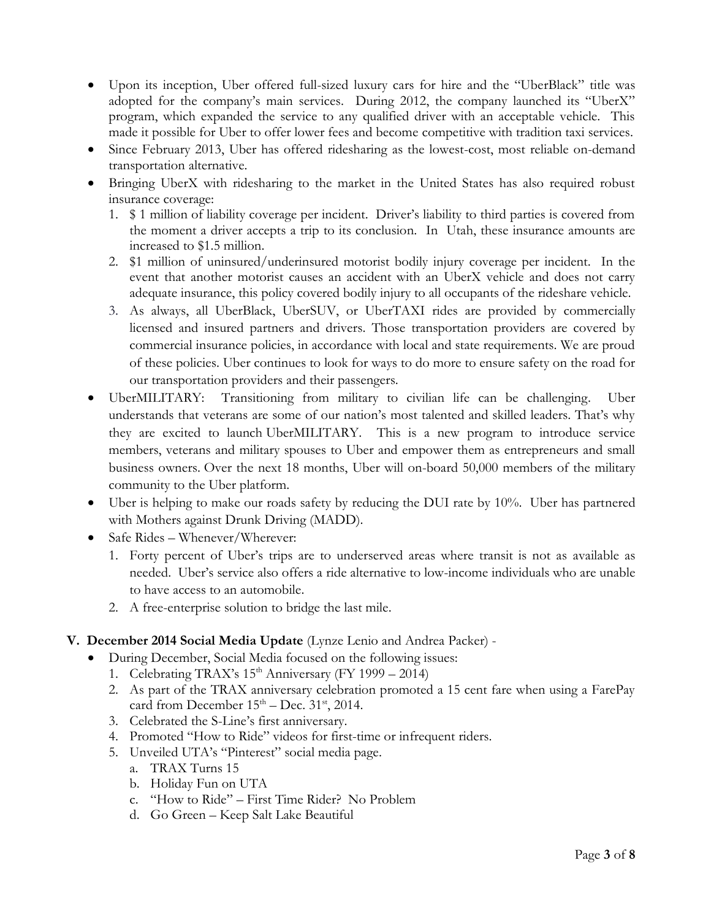- Upon its inception, Uber offered full-sized luxury cars for hire and the "UberBlack" title was adopted for the company's main services. During 2012, the company launched its "UberX" program, which expanded the service to any qualified driver with an acceptable vehicle. This made it possible for Uber to offer lower fees and become competitive with tradition taxi services.
- Since February 2013, Uber has offered ridesharing as the lowest-cost, most reliable on-demand transportation alternative.
- Bringing UberX with ridesharing to the market in the United States has also required robust insurance coverage:
  1. $ 1 million of liability coverage per incident. Driver's liability to third parties is covered from the moment a driver accepts a trip to its conclusion. In Utah, these insurance amounts are increased to $1.5 million.
  2. $1 million of uninsured/underinsured motorist bodily injury coverage per incident. In the event that another motorist causes an accident with an UberX vehicle and does not carry adequate insurance, this policy covered bodily injury to all occupants of the rideshare vehicle.
  3. As always, all UberBlack, UberSUV, or UberTAXI rides are provided by commercially licensed and insured partners and drivers. Those transportation providers are covered by commercial insurance policies, in accordance with local and state requirements. We are proud of these policies. Uber continues to look for ways to do more to ensure safety on the road for our transportation providers and their passengers.
- UberMILITARY: Transitioning from military to civilian life can be challenging. Uber understands that veterans are some of our nation's most talented and skilled leaders. That's why they are excited to launch UberMILITARY. This is a new program to introduce service members, veterans and military spouses to Uber and empower them as entrepreneurs and small business owners. Over the next 18 months, Uber will on-board 50,000 members of the military community to the Uber platform.
- Uber is helping to make our roads safety by reducing the DUI rate by 10%. Uber has partnered with Mothers against Drunk Driving (MADD).
- Safe Rides – Whenever/Wherever:
  1. Forty percent of Uber's trips are to underserved areas where transit is not as available as needed. Uber's service also offers a ride alternative to low-income individuals who are unable to have access to an automobile.
  2. A free-enterprise solution to bridge the last mile.

## V. December 2014 Social Media Update (Lynze Lenio and Andrea Packer) -

- During December, Social Media focused on the following issues:
  1. Celebrating TRAX's 15th Anniversary (FY 1999 – 2014)
  2. As part of the TRAX anniversary celebration promoted a 15 cent fare when using a FarePay card from December 15th – Dec. 31st, 2014.
  3. Celebrated the S-Line's first anniversary.
  4. Promoted "How to Ride" videos for first-time or infrequent riders.
  5. Unveiled UTA's "Pinterest" social media page.
     a. TRAX Turns 15
     b. Holiday Fun on UTA
     c. "How to Ride" – First Time Rider? No Problem
     d. Go Green – Keep Salt Lake Beautiful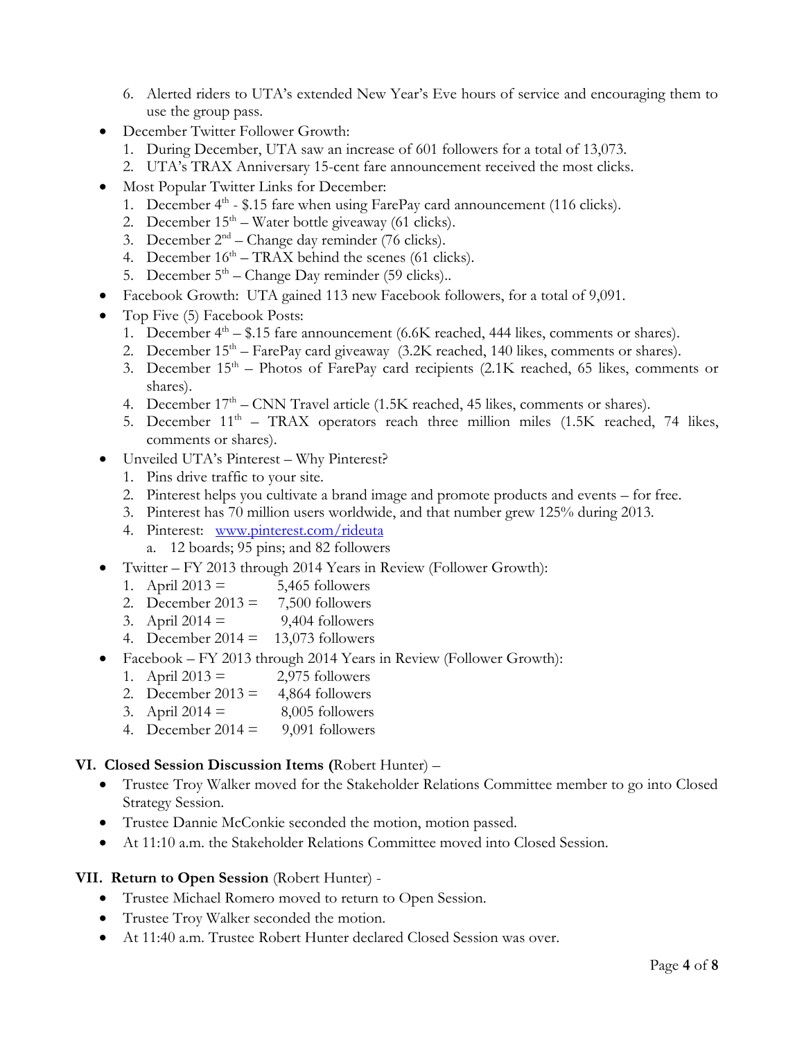6. Alerted riders to UTA's extended New Year's Eve hours of service and encouraging them to use the group pass.

- December Twitter Follower Growth:
  1. During December, UTA saw an increase of 601 followers for a total of 13,073.
  2. UTA's TRAX Anniversary 15-cent fare announcement received the most clicks.
- Most Popular Twitter Links for December:
  1. December 4th - $.15 fare when using FarePay card announcement (116 clicks).
  2. December 15th – Water bottle giveaway (61 clicks).
  3. December 2nd – Change day reminder (76 clicks).
  4. December 16th – TRAX behind the scenes (61 clicks).
  5. December 5th – Change Day reminder (59 clicks)..
- Facebook Growth: UTA gained 113 new Facebook followers, for a total of 9,091.
- Top Five (5) Facebook Posts:
  1. December 4th – $.15 fare announcement (6.6K reached, 444 likes, comments or shares).
  2. December 15th – FarePay card giveaway (3.2K reached, 140 likes, comments or shares).
  3. December 15th – Photos of FarePay card recipients (2.1K reached, 65 likes, comments or shares).
  4. December 17th – CNN Travel article (1.5K reached, 45 likes, comments or shares).
  5. December 11th – TRAX operators reach three million miles (1.5K reached, 74 likes, comments or shares).
- Unveiled UTA's Pinterest – Why Pinterest?
  1. Pins drive traffic to your site.
  2. Pinterest helps you cultivate a brand image and promote products and events – for free.
  3. Pinterest has 70 million users worldwide, and that number grew 125% during 2013.
  4. Pinterest: www.pinterest.com/rideuta
     a. 12 boards; 95 pins; and 82 followers
- Twitter – FY 2013 through 2014 Years in Review (Follower Growth):
  1. April 2013 = 5,465 followers
  2. December 2013 = 7,500 followers
  3. April 2014 = 9,404 followers
  4. December 2014 = 13,073 followers
- Facebook – FY 2013 through 2014 Years in Review (Follower Growth):
  1. April 2013 = 2,975 followers
  2. December 2013 = 4,864 followers
  3. April 2014 = 8,005 followers
  4. December 2014 = 9,091 followers

**VI. Closed Session Discussion Items (**Robert Hunter) –

- Trustee Troy Walker moved for the Stakeholder Relations Committee member to go into Closed Strategy Session.
- Trustee Dannie McConkie seconded the motion, motion passed.
- At 11:10 a.m. the Stakeholder Relations Committee moved into Closed Session.

**VII. Return to Open Session** (Robert Hunter) -

- Trustee Michael Romero moved to return to Open Session.
- Trustee Troy Walker seconded the motion.
- At 11:40 a.m. Trustee Robert Hunter declared Closed Session was over.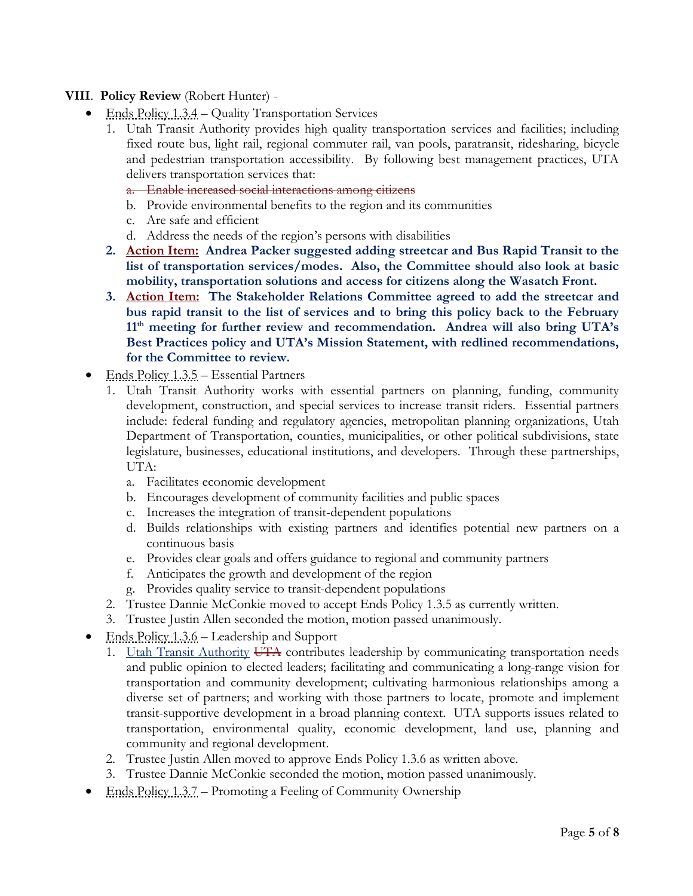**VIII**. **Policy Review** (Robert Hunter) -

- Ends Policy 1.3.4 – Quality Transportation Services
  1. Utah Transit Authority provides high quality transportation services and facilities; including fixed route bus, light rail, regional commuter rail, van pools, paratransit, ridesharing, bicycle and pedestrian transportation accessibility. By following best management practices, UTA delivers transportation services that:
     a. ~~Enable increased social interactions among citizens~~
     b. Provide environmental benefits to the region and its communities
     c. Are safe and efficient
     d. Address the needs of the region's persons with disabilities
  2. **Action Item: Andrea Packer suggested adding streetcar and Bus Rapid Transit to the list of transportation services/modes. Also, the Committee should also look at basic mobility, transportation solutions and access for citizens along the Wasatch Front.**
  3. **Action Item: The Stakeholder Relations Committee agreed to add the streetcar and bus rapid transit to the list of services and to bring this policy back to the February 11th meeting for further review and recommendation. Andrea will also bring UTA's Best Practices policy and UTA's Mission Statement, with redlined recommendations, for the Committee to review.**
- Ends Policy 1.3.5 – Essential Partners
  1. Utah Transit Authority works with essential partners on planning, funding, community development, construction, and special services to increase transit riders. Essential partners include: federal funding and regulatory agencies, metropolitan planning organizations, Utah Department of Transportation, counties, municipalities, or other political subdivisions, state legislature, businesses, educational institutions, and developers. Through these partnerships, UTA:
     a. Facilitates economic development
     b. Encourages development of community facilities and public spaces
     c. Increases the integration of transit-dependent populations
     d. Builds relationships with existing partners and identifies potential new partners on a continuous basis
     e. Provides clear goals and offers guidance to regional and community partners
     f. Anticipates the growth and development of the region
     g. Provides quality service to transit-dependent populations
  2. Trustee Dannie McConkie moved to accept Ends Policy 1.3.5 as currently written.
  3. Trustee Justin Allen seconded the motion, motion passed unanimously.
- Ends Policy 1.3.6 – Leadership and Support
  1. Utah Transit Authority ~~UTA~~ contributes leadership by communicating transportation needs and public opinion to elected leaders; facilitating and communicating a long-range vision for transportation and community development; cultivating harmonious relationships among a diverse set of partners; and working with those partners to locate, promote and implement transit-supportive development in a broad planning context. UTA supports issues related to transportation, environmental quality, economic development, land use, planning and community and regional development.
  2. Trustee Justin Allen moved to approve Ends Policy 1.3.6 as written above.
  3. Trustee Dannie McConkie seconded the motion, motion passed unanimously.
- Ends Policy 1.3.7 – Promoting a Feeling of Community Ownership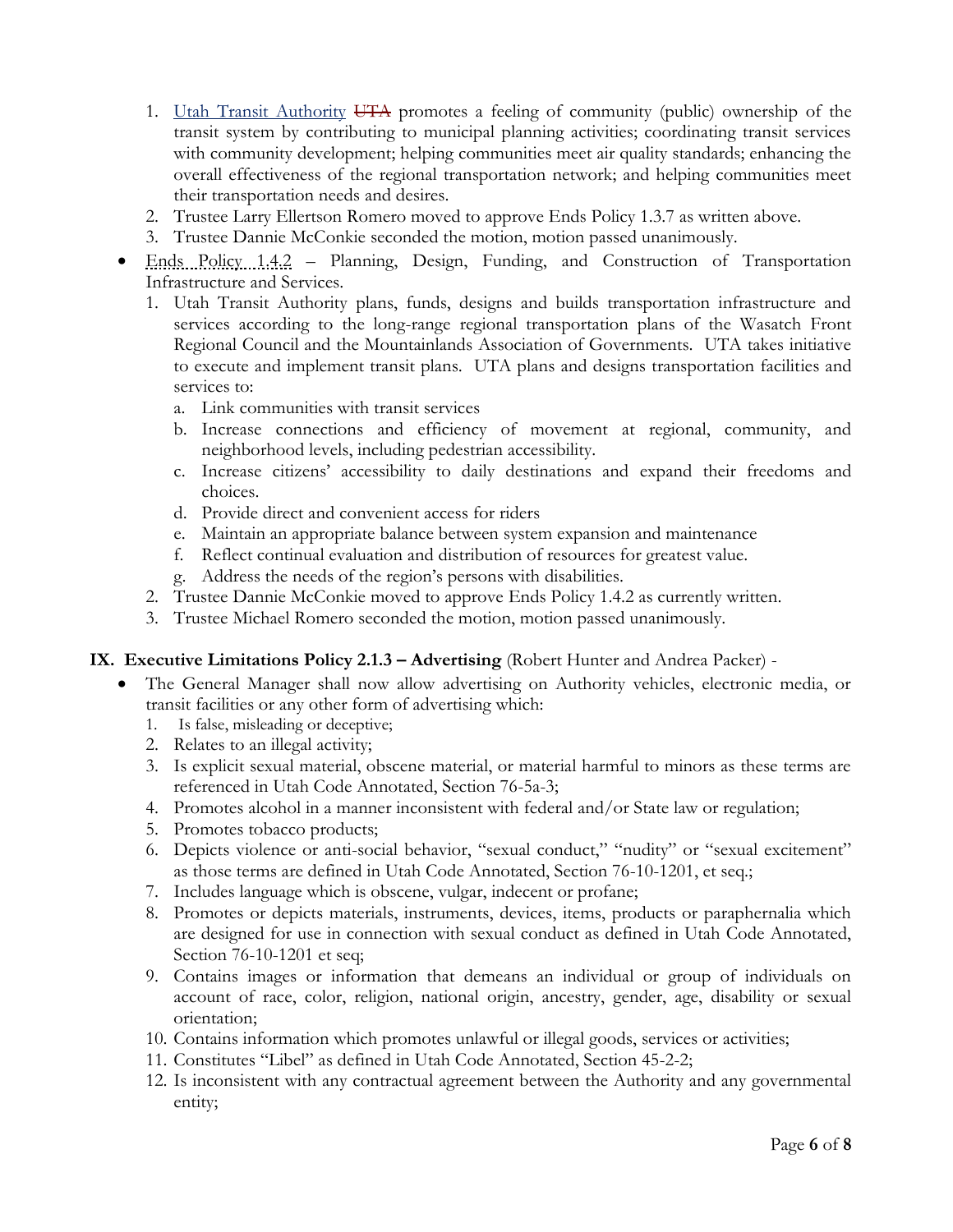1. Utah Transit Authority ~~UTA~~ promotes a feeling of community (public) ownership of the transit system by contributing to municipal planning activities; coordinating transit services with community development; helping communities meet air quality standards; enhancing the overall effectiveness of the regional transportation network; and helping communities meet their transportation needs and desires.
2. Trustee Larry Ellertson Romero moved to approve Ends Policy 1.3.7 as written above.
3. Trustee Dannie McConkie seconded the motion, motion passed unanimously.

- Ends Policy 1.4.2 – Planning, Design, Funding, and Construction of Transportation Infrastructure and Services.
  1. Utah Transit Authority plans, funds, designs and builds transportation infrastructure and services according to the long-range regional transportation plans of the Wasatch Front Regional Council and the Mountainlands Association of Governments. UTA takes initiative to execute and implement transit plans. UTA plans and designs transportation facilities and services to:
     a. Link communities with transit services
     b. Increase connections and efficiency of movement at regional, community, and neighborhood levels, including pedestrian accessibility.
     c. Increase citizens' accessibility to daily destinations and expand their freedoms and choices.
     d. Provide direct and convenient access for riders
     e. Maintain an appropriate balance between system expansion and maintenance
     f. Reflect continual evaluation and distribution of resources for greatest value.
     g. Address the needs of the region's persons with disabilities.
  2. Trustee Dannie McConkie moved to approve Ends Policy 1.4.2 as currently written.
  3. Trustee Michael Romero seconded the motion, motion passed unanimously.

**IX. Executive Limitations Policy 2.1.3 – Advertising** (Robert Hunter and Andrea Packer) -

- The General Manager shall now allow advertising on Authority vehicles, electronic media, or transit facilities or any other form of advertising which:
  1. Is false, misleading or deceptive;
  2. Relates to an illegal activity;
  3. Is explicit sexual material, obscene material, or material harmful to minors as these terms are referenced in Utah Code Annotated, Section 76-5a-3;
  4. Promotes alcohol in a manner inconsistent with federal and/or State law or regulation;
  5. Promotes tobacco products;
  6. Depicts violence or anti-social behavior, "sexual conduct," "nudity" or "sexual excitement" as those terms are defined in Utah Code Annotated, Section 76-10-1201, et seq.;
  7. Includes language which is obscene, vulgar, indecent or profane;
  8. Promotes or depicts materials, instruments, devices, items, products or paraphernalia which are designed for use in connection with sexual conduct as defined in Utah Code Annotated, Section 76-10-1201 et seq;
  9. Contains images or information that demeans an individual or group of individuals on account of race, color, religion, national origin, ancestry, gender, age, disability or sexual orientation;
  10. Contains information which promotes unlawful or illegal goods, services or activities;
  11. Constitutes "Libel" as defined in Utah Code Annotated, Section 45-2-2;
  12. Is inconsistent with any contractual agreement between the Authority and any governmental entity;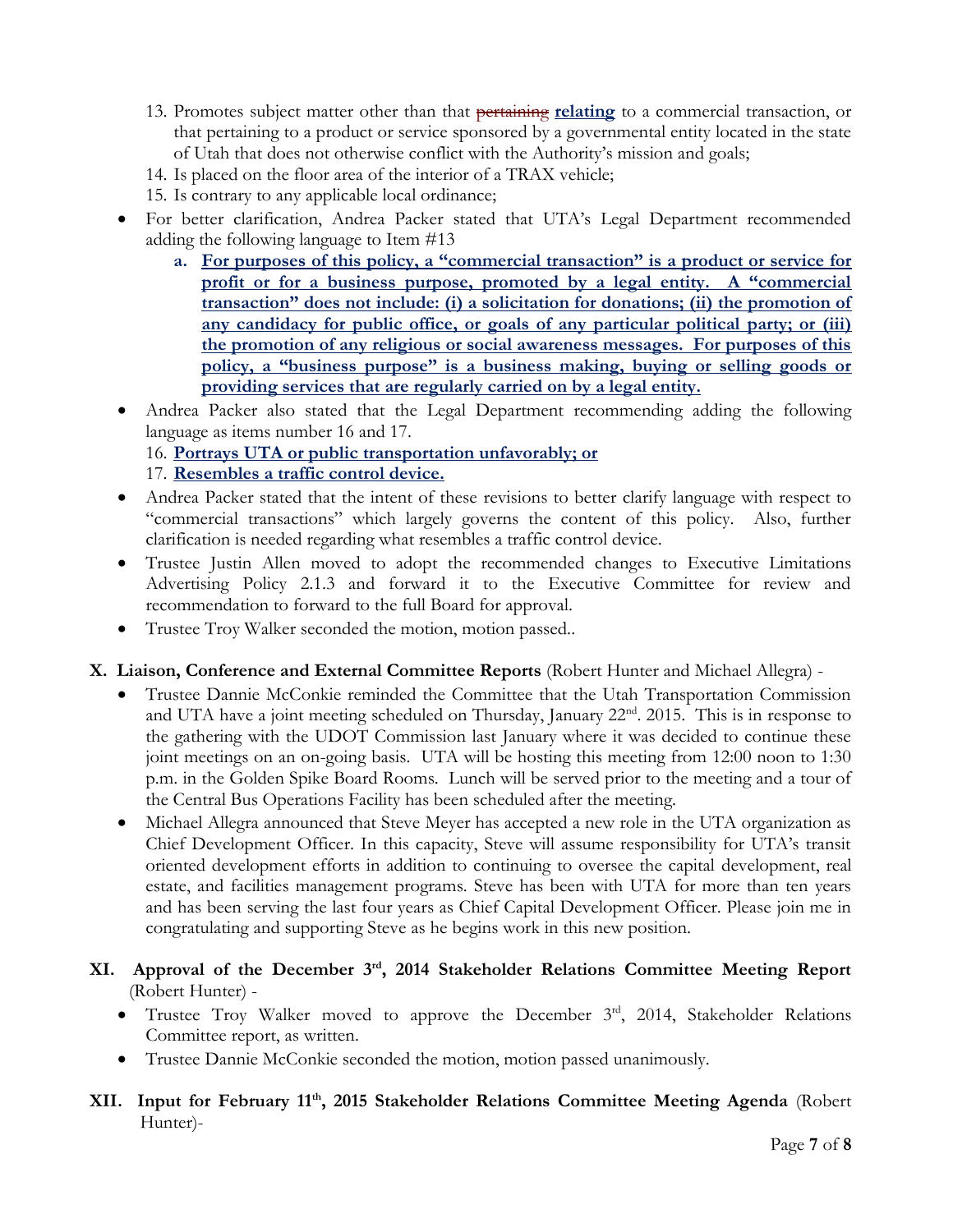13. Promotes subject matter other than that ~~pertaining~~ **relating** to a commercial transaction, or that pertaining to a product or service sponsored by a governmental entity located in the state of Utah that does not otherwise conflict with the Authority's mission and goals;
14. Is placed on the floor area of the interior of a TRAX vehicle;
15. Is contrary to any applicable local ordinance;

- For better clarification, Andrea Packer stated that UTA's Legal Department recommended adding the following language to Item #13
    - a. **For purposes of this policy, a "commercial transaction" is a product or service for profit or for a business purpose, promoted by a legal entity. A "commercial transaction" does not include: (i) a solicitation for donations; (ii) the promotion of any candidacy for public office, or goals of any particular political party; or (iii) the promotion of any religious or social awareness messages. For purposes of this policy, a "business purpose" is a business making, buying or selling goods or providing services that are regularly carried on by a legal entity.**
- Andrea Packer also stated that the Legal Department recommending adding the following language as items number 16 and 17.
    16. **Portrays UTA or public transportation unfavorably; or**
    17. **Resembles a traffic control device.**
- Andrea Packer stated that the intent of these revisions to better clarify language with respect to "commercial transactions" which largely governs the content of this policy. Also, further clarification is needed regarding what resembles a traffic control device.
- Trustee Justin Allen moved to adopt the recommended changes to Executive Limitations Advertising Policy 2.1.3 and forward it to the Executive Committee for review and recommendation to forward to the full Board for approval.
- Trustee Troy Walker seconded the motion, motion passed..

## X. Liaison, Conference and External Committee Reports (Robert Hunter and Michael Allegra) -

- Trustee Dannie McConkie reminded the Committee that the Utah Transportation Commission and UTA have a joint meeting scheduled on Thursday, January 22nd. 2015. This is in response to the gathering with the UDOT Commission last January where it was decided to continue these joint meetings on an on-going basis. UTA will be hosting this meeting from 12:00 noon to 1:30 p.m. in the Golden Spike Board Rooms. Lunch will be served prior to the meeting and a tour of the Central Bus Operations Facility has been scheduled after the meeting.
- Michael Allegra announced that Steve Meyer has accepted a new role in the UTA organization as Chief Development Officer. In this capacity, Steve will assume responsibility for UTA's transit oriented development efforts in addition to continuing to oversee the capital development, real estate, and facilities management programs. Steve has been with UTA for more than ten years and has been serving the last four years as Chief Capital Development Officer. Please join me in congratulating and supporting Steve as he begins work in this new position.

## XI. Approval of the December 3rd, 2014 Stakeholder Relations Committee Meeting Report (Robert Hunter) -

- Trustee Troy Walker moved to approve the December 3rd, 2014, Stakeholder Relations Committee report, as written.
- Trustee Dannie McConkie seconded the motion, motion passed unanimously.

## XII. Input for February 11th, 2015 Stakeholder Relations Committee Meeting Agenda (Robert Hunter)-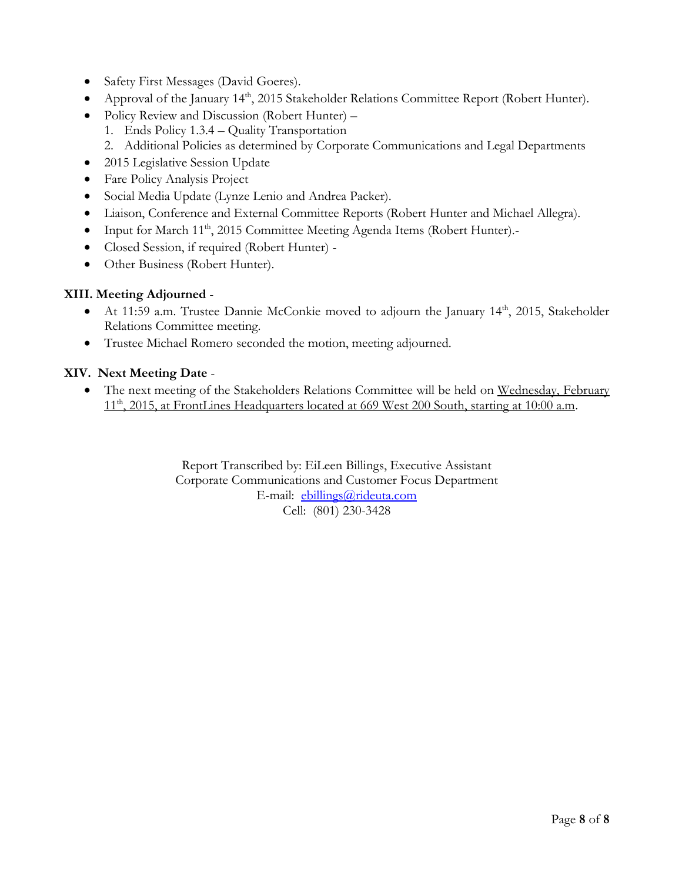- Safety First Messages (David Goeres).
- Approval of the January 14th, 2015 Stakeholder Relations Committee Report (Robert Hunter).
- Policy Review and Discussion (Robert Hunter) –
  1. Ends Policy 1.3.4 – Quality Transportation
  2. Additional Policies as determined by Corporate Communications and Legal Departments
- 2015 Legislative Session Update
- Fare Policy Analysis Project
- Social Media Update (Lynze Lenio and Andrea Packer).
- Liaison, Conference and External Committee Reports (Robert Hunter and Michael Allegra).
- Input for March 11th, 2015 Committee Meeting Agenda Items (Robert Hunter).-
- Closed Session, if required (Robert Hunter) -
- Other Business (Robert Hunter).

**XIII. Meeting Adjourned** -

- At 11:59 a.m. Trustee Dannie McConkie moved to adjourn the January 14th, 2015, Stakeholder Relations Committee meeting.
- Trustee Michael Romero seconded the motion, meeting adjourned.

**XIV. Next Meeting Date** -

- The next meeting of the Stakeholders Relations Committee will be held on Wednesday, February 11th, 2015, at FrontLines Headquarters located at 669 West 200 South, starting at 10:00 a.m.

Report Transcribed by: EiLeen Billings, Executive Assistant
Corporate Communications and Customer Focus Department
E-mail: ebillings@rideuta.com
Cell: (801) 230-3428